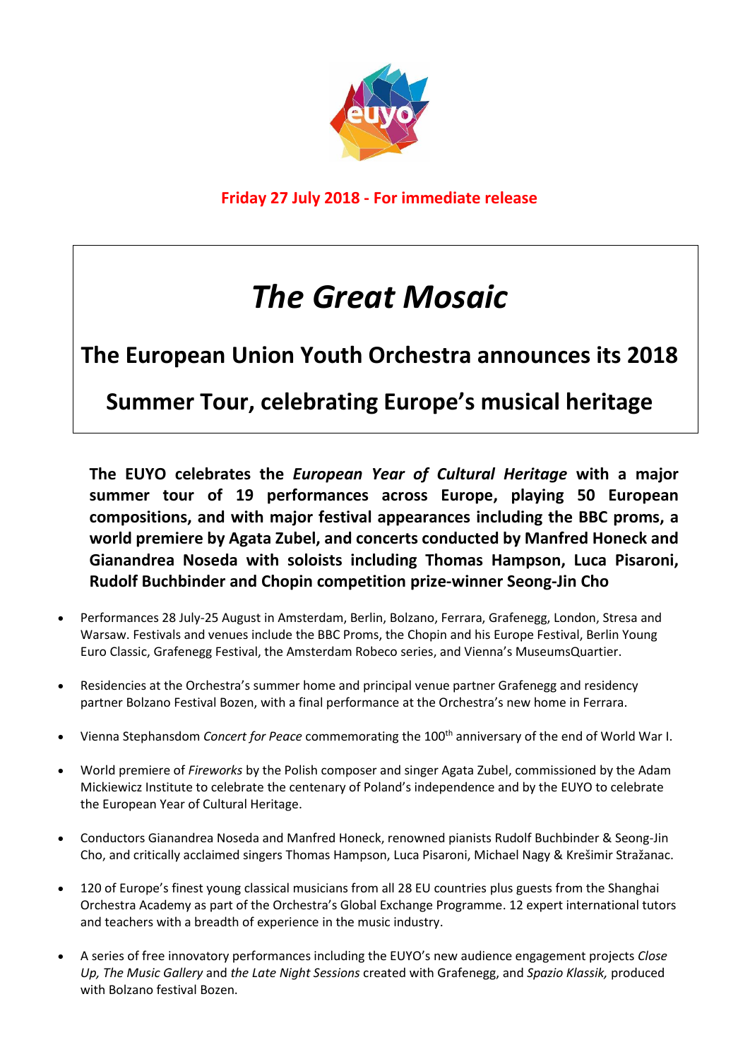**Friday 27 July 2018 - For immediate release**

# *The Great Mosaic*

## The European Union Youth Orchestra announces its 2018 Summer Tour, celebrating Europe's musical heritage

**The EUYO celebrates the *European Year of Cultural Heritage* with a major summer tour of 19 performances across Europe, playing 50 European compositions, and with major festival appearances including the BBC proms, a world premiere by Agata Zubel, and concerts conducted by Manfred Honeck and Gianandrea Noseda with soloists including Thomas Hampson, Luca Pisaroni, Rudolf Buchbinder and Chopin competition prize-winner Seong-Jin Cho**

- Performances 28 July-25 August in Amsterdam, Berlin, Bolzano, Ferrara, Grafenegg, London, Stresa and Warsaw. Festivals and venues include the BBC Proms, the Chopin and his Europe Festival, Berlin Young Euro Classic, Grafenegg Festival, the Amsterdam Robeco series, and Vienna's MuseumsQuartier.

- Residencies at the Orchestra's summer home and principal venue partner Grafenegg and residency partner Bolzano Festival Bozen, with a final performance at the Orchestra's new home in Ferrara.

- Vienna Stephansdom *Concert for Peace* commemorating the 100th anniversary of the end of World War I.

- World premiere of *Fireworks* by the Polish composer and singer Agata Zubel, commissioned by the Adam Mickiewicz Institute to celebrate the centenary of Poland's independence and by the EUYO to celebrate the European Year of Cultural Heritage.

- Conductors Gianandrea Noseda and Manfred Honeck, renowned pianists Rudolf Buchbinder & Seong-Jin Cho, and critically acclaimed singers Thomas Hampson, Luca Pisaroni, Michael Nagy & Krešimir Stražanac.

- 120 of Europe's finest young classical musicians from all 28 EU countries plus guests from the Shanghai Orchestra Academy as part of the Orchestra's Global Exchange Programme. 12 expert international tutors and teachers with a breadth of experience in the music industry.

- A series of free innovatory performances including the EUYO's new audience engagement projects *Close Up, The Music Gallery* and *the Late Night Sessions* created with Grafenegg, and *Spazio Klassik,* produced with Bolzano festival Bozen.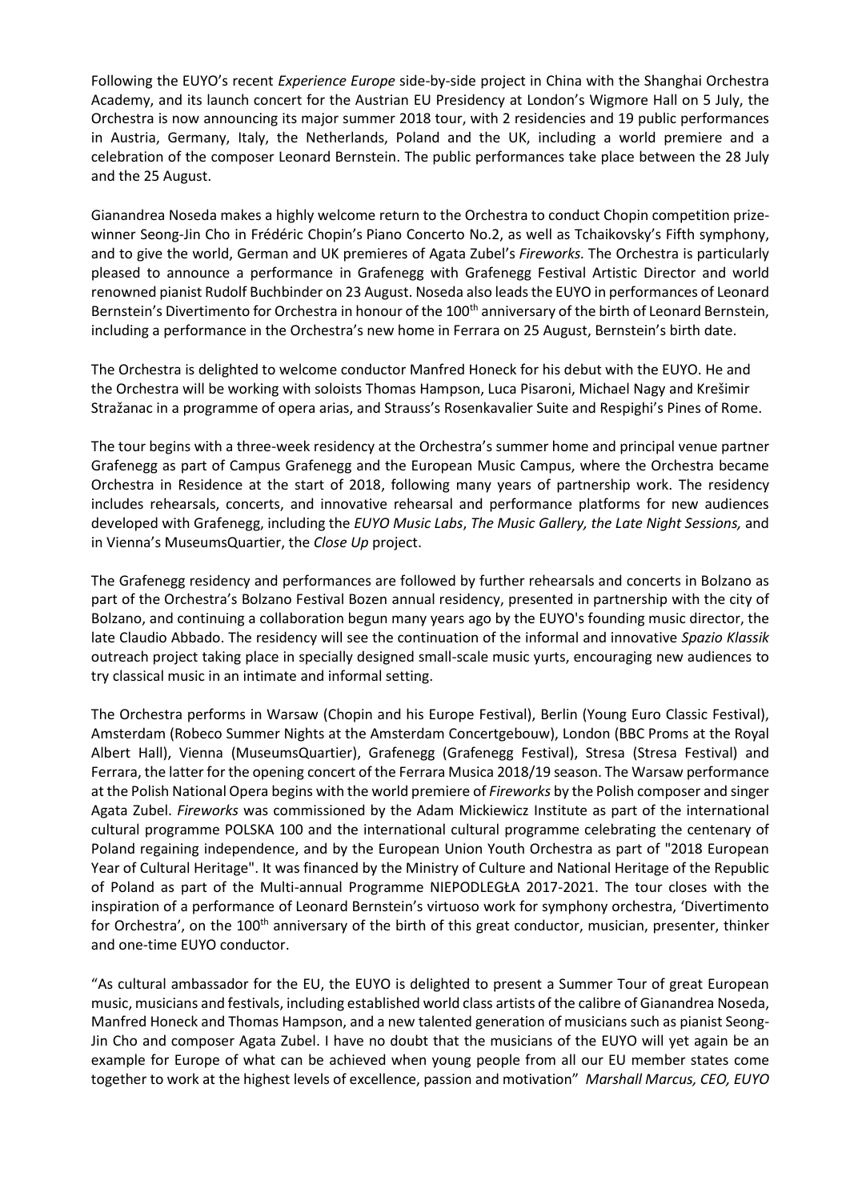Following the EUYO's recent *Experience Europe* side-by-side project in China with the Shanghai Orchestra Academy, and its launch concert for the Austrian EU Presidency at London's Wigmore Hall on 5 July, the Orchestra is now announcing its major summer 2018 tour, with 2 residencies and 19 public performances in Austria, Germany, Italy, the Netherlands, Poland and the UK, including a world premiere and a celebration of the composer Leonard Bernstein. The public performances take place between the 28 July and the 25 August.

Gianandrea Noseda makes a highly welcome return to the Orchestra to conduct Chopin competition prize-winner Seong-Jin Cho in Frédéric Chopin's Piano Concerto No.2, as well as Tchaikovsky's Fifth symphony, and to give the world, German and UK premieres of Agata Zubel's *Fireworks.* The Orchestra is particularly pleased to announce a performance in Grafenegg with Grafenegg Festival Artistic Director and world renowned pianist Rudolf Buchbinder on 23 August. Noseda also leads the EUYO in performances of Leonard Bernstein's Divertimento for Orchestra in honour of the 100th anniversary of the birth of Leonard Bernstein, including a performance in the Orchestra's new home in Ferrara on 25 August, Bernstein's birth date.

The Orchestra is delighted to welcome conductor Manfred Honeck for his debut with the EUYO. He and the Orchestra will be working with soloists Thomas Hampson, Luca Pisaroni, Michael Nagy and Krešimir Stražanac in a programme of opera arias, and Strauss's Rosenkavalier Suite and Respighi's Pines of Rome.

The tour begins with a three-week residency at the Orchestra's summer home and principal venue partner Grafenegg as part of Campus Grafenegg and the European Music Campus, where the Orchestra became Orchestra in Residence at the start of 2018, following many years of partnership work. The residency includes rehearsals, concerts, and innovative rehearsal and performance platforms for new audiences developed with Grafenegg, including the *EUYO Music Labs*, *The Music Gallery, the Late Night Sessions,* and in Vienna's MuseumsQuartier, the *Close Up* project.

The Grafenegg residency and performances are followed by further rehearsals and concerts in Bolzano as part of the Orchestra's Bolzano Festival Bozen annual residency, presented in partnership with the city of Bolzano, and continuing a collaboration begun many years ago by the EUYO's founding music director, the late Claudio Abbado. The residency will see the continuation of the informal and innovative *Spazio Klassik* outreach project taking place in specially designed small-scale music yurts, encouraging new audiences to try classical music in an intimate and informal setting.

The Orchestra performs in Warsaw (Chopin and his Europe Festival), Berlin (Young Euro Classic Festival), Amsterdam (Robeco Summer Nights at the Amsterdam Concertgebouw), London (BBC Proms at the Royal Albert Hall), Vienna (MuseumsQuartier), Grafenegg (Grafenegg Festival), Stresa (Stresa Festival) and Ferrara, the latter for the opening concert of the Ferrara Musica 2018/19 season. The Warsaw performance at the Polish National Opera begins with the world premiere of *Fireworks* by the Polish composer and singer Agata Zubel. *Fireworks* was commissioned by the Adam Mickiewicz Institute as part of the international cultural programme POLSKA 100 and the international cultural programme celebrating the centenary of Poland regaining independence, and by the European Union Youth Orchestra as part of "2018 European Year of Cultural Heritage". It was financed by the Ministry of Culture and National Heritage of the Republic of Poland as part of the Multi-annual Programme NIEPODLEGŁA 2017-2021. The tour closes with the inspiration of a performance of Leonard Bernstein's virtuoso work for symphony orchestra, 'Divertimento for Orchestra', on the 100th anniversary of the birth of this great conductor, musician, presenter, thinker and one-time EUYO conductor.

"As cultural ambassador for the EU, the EUYO is delighted to present a Summer Tour of great European music, musicians and festivals, including established world class artists of the calibre of Gianandrea Noseda, Manfred Honeck and Thomas Hampson, and a new talented generation of musicians such as pianist Seong-Jin Cho and composer Agata Zubel. I have no doubt that the musicians of the EUYO will yet again be an example for Europe of what can be achieved when young people from all our EU member states come together to work at the highest levels of excellence, passion and motivation" *Marshall Marcus, CEO, EUYO*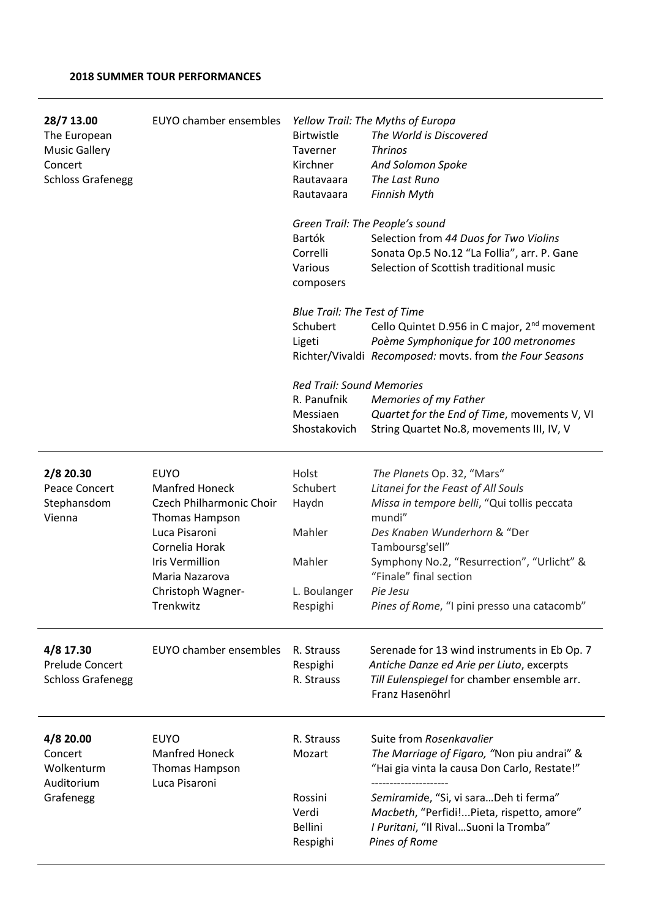**2018 SUMMER TOUR PERFORMANCES**

| Date / Event | Performers | Composer | Work |
|---|---|---|---|
| **28/7 13.00**<br>The European Music Gallery Concert<br>Schloss Grafenegg | EUYO chamber ensembles | *Yellow Trail: The Myths of Europa* | |
| | | Birtwistle | *The World is Discovered* |
| | | Taverner | *Thrinos* |
| | | Kirchner | *And Solomon Spoke* |
| | | Rautavaara | *The Last Runo* |
| | | Rautavaara | *Finnish Myth* |
| | | *Green Trail: The People's sound* | |
| | | Bartók | Selection from *44 Duos for Two Violins* |
| | | Correlli | Sonata Op.5 No.12 "La Follia", arr. P. Gane |
| | | Various composers | Selection of Scottish traditional music |
| | | *Blue Trail: The Test of Time* | |
| | | Schubert | Cello Quintet D.956 in C major, 2nd movement |
| | | Ligeti | *Poème Symphonique for 100 metronomes* |
| | | Richter/Vivaldi | *Recomposed:* movts. from *the Four Seasons* |
| | | *Red Trail: Sound Memories* | |
| | | R. Panufnik | *Memories of my Father* |
| | | Messiaen | *Quartet for the End of Time*, movements V, VI |
| | | Shostakovich | String Quartet No.8, movements III, IV, V |
| **2/8 20.30**<br>Peace Concert<br>Stephansdom<br>Vienna | EUYO<br>Manfred Honeck<br>Czech Philharmonic Choir<br>Thomas Hampson<br>Luca Pisaroni<br>Cornelia Horak<br>Iris Vermillion<br>Maria Nazarova<br>Christoph Wagner-Trenkwitz | Holst | *The Planets* Op. 32, "Mars" |
| | | Schubert | *Litanei for the Feast of All Souls* |
| | | Haydn | *Missa in tempore belli*, "Qui tollis peccata mundi" |
| | | Mahler | *Des Knaben Wunderhorn* & "Der Tamboursg'sell" |
| | | Mahler | Symphony No.2, "Resurrection", "Urlicht" & "Finale" final section |
| | | L. Boulanger | *Pie Jesu* |
| | | Respighi | *Pines of Rome*, "I pini presso una catacomb" |
| **4/8 17.30**<br>Prelude Concert<br>Schloss Grafenegg | EUYO chamber ensembles | R. Strauss | Serenade for 13 wind instruments in Eb Op. 7 |
| | | Respighi | *Antiche Danze ed Arie per Liuto*, excerpts |
| | | R. Strauss | *Till Eulenspiegel* for chamber ensemble arr. Franz Hasenöhrl |
| **4/8 20.00**<br>Concert<br>Wolkenturm Auditorium<br>Grafenegg | EUYO<br>Manfred Honeck<br>Thomas Hampson<br>Luca Pisaroni | R. Strauss | Suite from *Rosenkavalier* |
| | | Mozart | *The Marriage of Figaro, "*Non piu andrai" & "Hai gia vinta la causa Don Carlo, Restate!" |
| | | | -------------------- |
| | | Rossini | *Semiramid*e, "Si, vi sara…Deh ti ferma" |
| | | Verdi | *Macbeth*, "Perfidi!...Pieta, rispetto, amore" |
| | | Bellini | *I Puritani*, "Il Rival…Suoni la Tromba" |
| | | Respighi | *Pines of Rome* |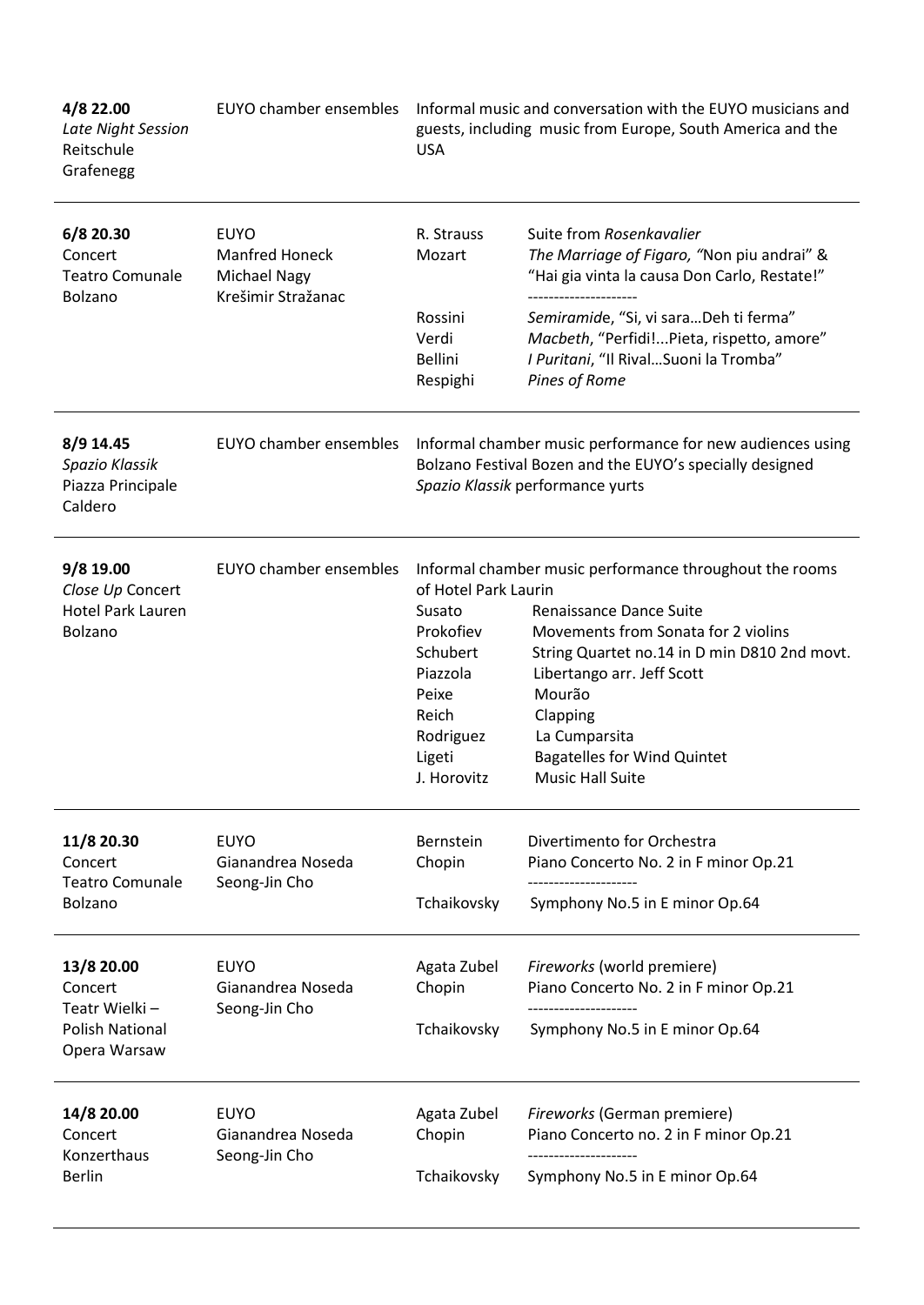| | | | |
|---|---|---|---|
| **4/8 22.00**<br>*Late Night Session*<br>Reitschule<br>Grafenegg | EUYO chamber ensembles | Informal music and conversation with the EUYO musicians and guests, including music from Europe, South America and the USA | |
| **6/8 20.30**<br>Concert<br>Teatro Comunale<br>Bolzano | EUYO<br>Manfred Honeck<br>Michael Nagy<br>Krešimir Stražanac | R. Strauss<br>Mozart<br><br>Rossini<br>Verdi<br>Bellini<br>Respighi | Suite from *Rosenkavalier*<br>*The Marriage of Figaro, "*Non piu andrai" & "Hai gia vinta la causa Don Carlo, Restate!"<br>---------------------<br>*Semiramid*e, "Si, vi sara…Deh ti ferma"<br>*Macbeth*, "Perfidi!...Pieta, rispetto, amore"<br>*I Puritani*, "Il Rival…Suoni la Tromba"<br>*Pines of Rome* |
| **8/9 14.45**<br>*Spazio Klassik*<br>Piazza Principale<br>Caldero | EUYO chamber ensembles | Informal chamber music performance for new audiences using Bolzano Festival Bozen and the EUYO's specially designed *Spazio Klassik* performance yurts | |
| **9/8 19.00**<br>*Close Up* Concert<br>Hotel Park Lauren<br>Bolzano | EUYO chamber ensembles | Informal chamber music performance throughout the rooms of Hotel Park Laurin<br>Susato<br>Prokofiev<br>Schubert<br>Piazzola<br>Peixe<br>Reich<br>Rodriguez<br>Ligeti<br>J. Horovitz | <br><br>Renaissance Dance Suite<br>Movements from Sonata for 2 violins<br>String Quartet no.14 in D min D810 2nd movt.<br>Libertango arr. Jeff Scott<br>Mourão<br>Clapping<br>La Cumparsita<br>Bagatelles for Wind Quintet<br>Music Hall Suite |
| **11/8 20.30**<br>Concert<br>Teatro Comunale<br>Bolzano | EUYO<br>Gianandrea Noseda<br>Seong-Jin Cho | Bernstein<br>Chopin<br><br>Tchaikovsky | Divertimento for Orchestra<br>Piano Concerto No. 2 in F minor Op.21<br>---------------------<br>Symphony No.5 in E minor Op.64 |
| **13/8 20.00**<br>Concert<br>Teatr Wielki –<br>Polish National<br>Opera Warsaw | EUYO<br>Gianandrea Noseda<br>Seong-Jin Cho | Agata Zubel<br>Chopin<br><br>Tchaikovsky | *Fireworks* (world premiere)<br>Piano Concerto No. 2 in F minor Op.21<br>---------------------<br>Symphony No.5 in E minor Op.64 |
| **14/8 20.00**<br>Concert<br>Konzerthaus<br>Berlin | EUYO<br>Gianandrea Noseda<br>Seong-Jin Cho | Agata Zubel<br>Chopin<br><br>Tchaikovsky | *Fireworks* (German premiere)<br>Piano Concerto no. 2 in F minor Op.21<br>---------------------<br>Symphony No.5 in E minor Op.64 |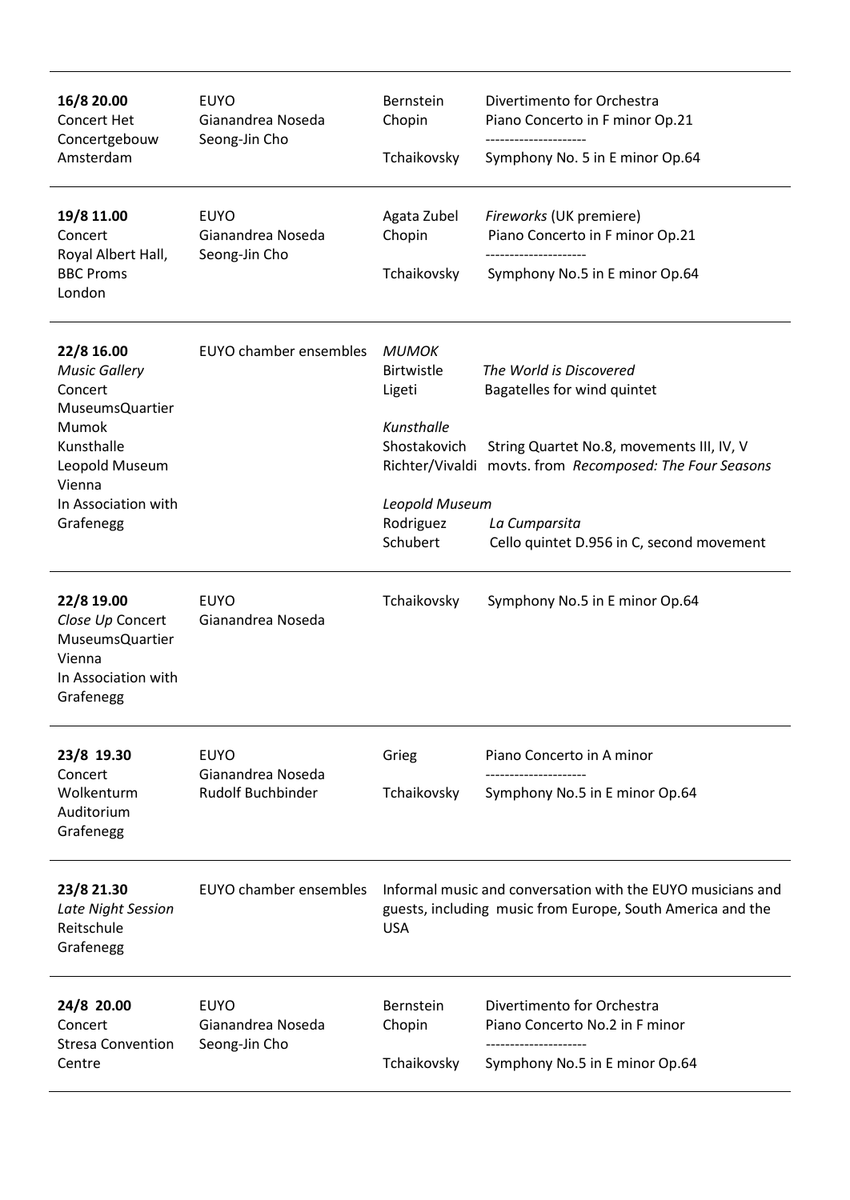| Date / Venue | Performers | Composer | Work |
|---|---|---|---|
| **16/8 20.00**<br>Concert Het Concertgebouw<br>Amsterdam | EUYO<br>Gianandrea Noseda<br>Seong-Jin Cho | Bernstein<br>Chopin<br><br>Tchaikovsky | Divertimento for Orchestra<br>Piano Concerto in F minor Op.21<br>---------------------<br>Symphony No. 5 in E minor Op.64 |
| **19/8 11.00**<br>Concert<br>Royal Albert Hall, BBC Proms<br>London | EUYO<br>Gianandrea Noseda<br>Seong-Jin Cho | Agata Zubel<br>Chopin<br><br>Tchaikovsky | *Fireworks* (UK premiere)<br>Piano Concerto in F minor Op.21<br>---------------------<br>Symphony No.5 in E minor Op.64 |
| **22/8 16.00**<br>*Music Gallery* Concert<br>MuseumsQuartier<br>Mumok<br>Kunsthalle<br>Leopold Museum<br>Vienna<br>In Association with Grafenegg | EUYO chamber ensembles | *MUMOK*<br>Birtwistle<br>Ligeti<br><br>*Kunsthalle*<br>Shostakovich<br>Richter/Vivaldi<br><br>*Leopold Museum*<br>Rodriguez<br>Schubert | <br>*The World is Discovered*<br>Bagatelles for wind quintet<br><br><br>String Quartet No.8, movements III, IV, V<br>movts. from *Recomposed: The Four Seasons*<br><br><br>*La Cumparsita*<br>Cello quintet D.956 in C, second movement |
| **22/8 19.00**<br>*Close Up* Concert<br>MuseumsQuartier<br>Vienna<br>In Association with Grafenegg | EUYO<br>Gianandrea Noseda | Tchaikovsky | Symphony No.5 in E minor Op.64 |
| **23/8 19.30**<br>Concert<br>Wolkenturm Auditorium<br>Grafenegg | EUYO<br>Gianandrea Noseda<br>Rudolf Buchbinder | Grieg<br><br>Tchaikovsky | Piano Concerto in A minor<br>---------------------<br>Symphony No.5 in E minor Op.64 |
| **23/8 21.30**<br>*Late Night Session*<br>Reitschule<br>Grafenegg | EUYO chamber ensembles | Informal music and conversation with the EUYO musicians and guests, including music from Europe, South America and the USA | |
| **24/8 20.00**<br>Concert<br>Stresa Convention Centre | EUYO<br>Gianandrea Noseda<br>Seong-Jin Cho | Bernstein<br>Chopin<br><br>Tchaikovsky | Divertimento for Orchestra<br>Piano Concerto No.2 in F minor<br>---------------------<br>Symphony No.5 in E minor Op.64 |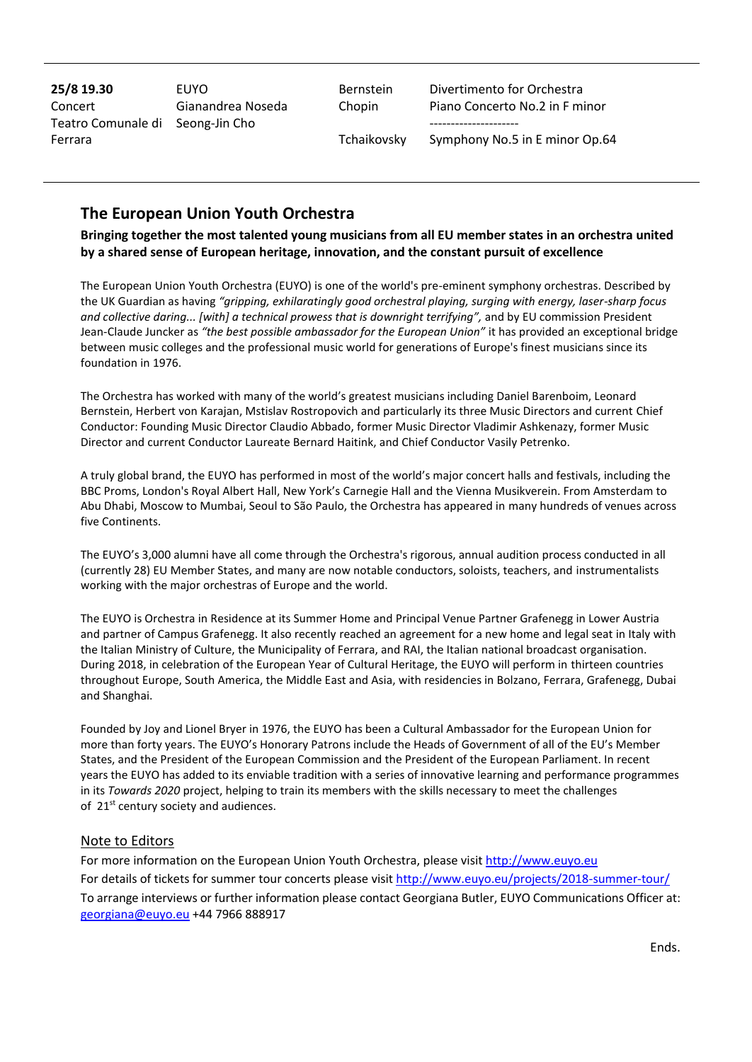| | | | |
|---|---|---|---|
| **25/8 19.30**<br>Concert<br>Teatro Comunale di Ferrara | EUYO<br>Gianandrea Noseda<br>Seong-Jin Cho | Bernstein<br>Chopin<br><br>Tchaikovsky | Divertimento for Orchestra<br>Piano Concerto No.2 in F minor<br>---------------------<br>Symphony No.5 in E minor Op.64 |

## The European Union Youth Orchestra

**Bringing together the most talented young musicians from all EU member states in an orchestra united by a shared sense of European heritage, innovation, and the constant pursuit of excellence**

The European Union Youth Orchestra (EUYO) is one of the world's pre-eminent symphony orchestras. Described by the UK Guardian as having *"gripping, exhilaratingly good orchestral playing, surging with energy, laser-sharp focus and collective daring... [with] a technical prowess that is downright terrifying",* and by EU commission President Jean-Claude Juncker as *"the best possible ambassador for the European Union"* it has provided an exceptional bridge between music colleges and the professional music world for generations of Europe's finest musicians since its foundation in 1976.

The Orchestra has worked with many of the world's greatest musicians including Daniel Barenboim, Leonard Bernstein, Herbert von Karajan, Mstislav Rostropovich and particularly its three Music Directors and current Chief Conductor: Founding Music Director Claudio Abbado, former Music Director Vladimir Ashkenazy, former Music Director and current Conductor Laureate Bernard Haitink, and Chief Conductor Vasily Petrenko.

A truly global brand, the EUYO has performed in most of the world's major concert halls and festivals, including the BBC Proms, London's Royal Albert Hall, New York's Carnegie Hall and the Vienna Musikverein. From Amsterdam to Abu Dhabi, Moscow to Mumbai, Seoul to São Paulo, the Orchestra has appeared in many hundreds of venues across five Continents.

The EUYO's 3,000 alumni have all come through the Orchestra's rigorous, annual audition process conducted in all (currently 28) EU Member States, and many are now notable conductors, soloists, teachers, and instrumentalists working with the major orchestras of Europe and the world.

The EUYO is Orchestra in Residence at its Summer Home and Principal Venue Partner Grafenegg in Lower Austria and partner of Campus Grafenegg. It also recently reached an agreement for a new home and legal seat in Italy with the Italian Ministry of Culture, the Municipality of Ferrara, and RAI, the Italian national broadcast organisation. During 2018, in celebration of the European Year of Cultural Heritage, the EUYO will perform in thirteen countries throughout Europe, South America, the Middle East and Asia, with residencies in Bolzano, Ferrara, Grafenegg, Dubai and Shanghai.

Founded by Joy and Lionel Bryer in 1976, the EUYO has been a Cultural Ambassador for the European Union for more than forty years. The EUYO's Honorary Patrons include the Heads of Government of all of the EU's Member States, and the President of the European Commission and the President of the European Parliament. In recent years the EUYO has added to its enviable tradition with a series of innovative learning and performance programmes in its *Towards 2020* project, helping to train its members with the skills necessary to meet the challenges of 21st century society and audiences.

Note to Editors

For more information on the European Union Youth Orchestra, please visit http://www.euyo.eu
For details of tickets for summer tour concerts please visit http://www.euyo.eu/projects/2018-summer-tour/
To arrange interviews or further information please contact Georgiana Butler, EUYO Communications Officer at: georgiana@euyo.eu +44 7966 888917

Ends.